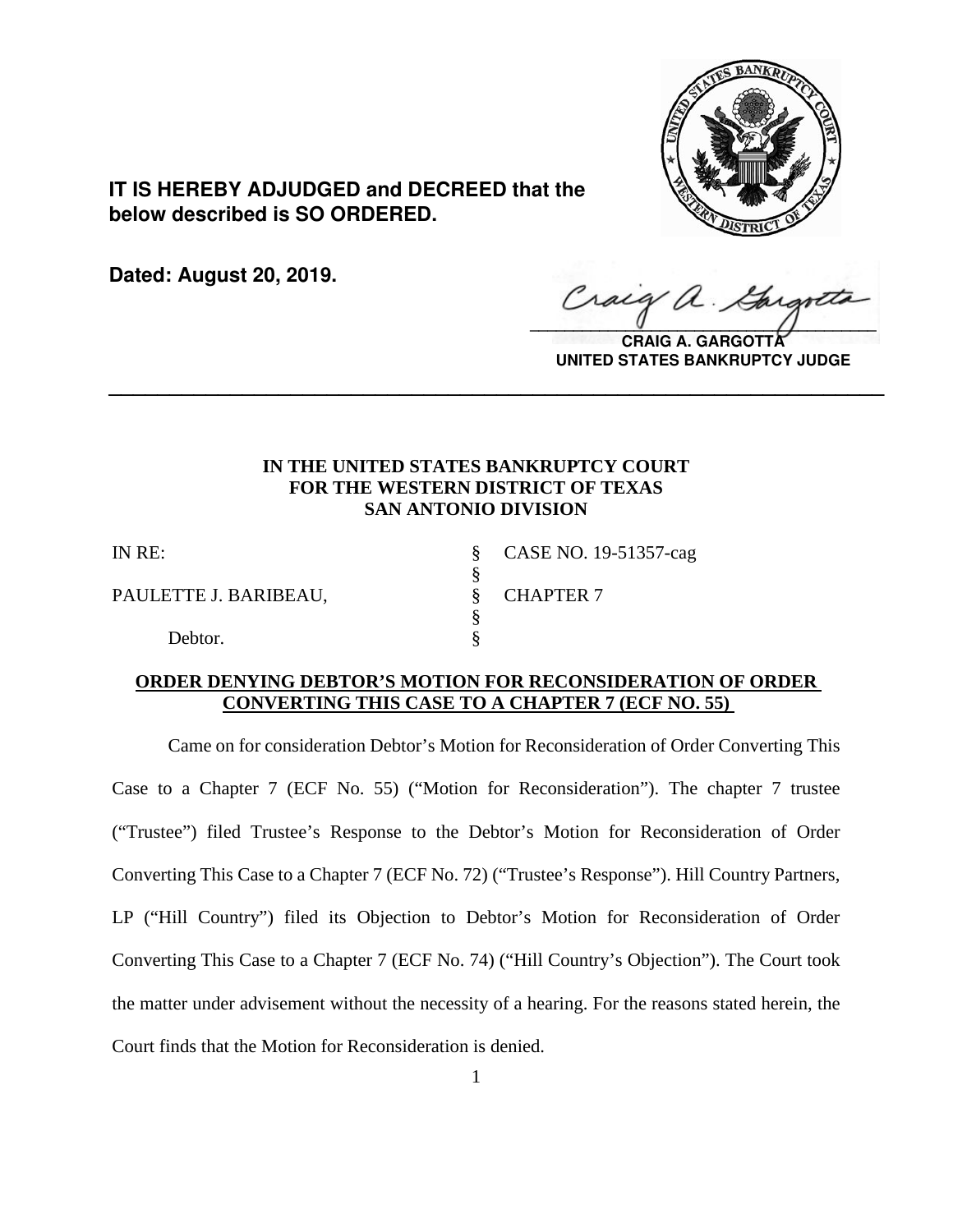**IT IS HEREBY ADJUDGED and DECREED that the below described is SO ORDERED.**

**Dated: August 20, 2019.**

**CRAIG A. GARGOTTA**
**UNITED STATES BANKRUPTCY JUDGE**

---

**IN THE UNITED STATES BANKRUPTCY COURT**
**FOR THE WESTERN DISTRICT OF TEXAS**
**SAN ANTONIO DIVISION**

| | | |
|---|---|---|
| IN RE: | § | CASE NO. 19-51357-cag |
| | § | |
| PAULETTE J. BARIBEAU, | § | CHAPTER 7 |
| | § | |
| Debtor. | § | |

**ORDER DENYING DEBTOR'S MOTION FOR RECONSIDERATION OF ORDER CONVERTING THIS CASE TO A CHAPTER 7 (ECF NO. 55)**

Came on for consideration Debtor's Motion for Reconsideration of Order Converting This Case to a Chapter 7 (ECF No. 55) ("Motion for Reconsideration"). The chapter 7 trustee ("Trustee") filed Trustee's Response to the Debtor's Motion for Reconsideration of Order Converting This Case to a Chapter 7 (ECF No. 72) ("Trustee's Response"). Hill Country Partners, LP ("Hill Country") filed its Objection to Debtor's Motion for Reconsideration of Order Converting This Case to a Chapter 7 (ECF No. 74) ("Hill Country's Objection"). The Court took the matter under advisement without the necessity of a hearing. For the reasons stated herein, the Court finds that the Motion for Reconsideration is denied.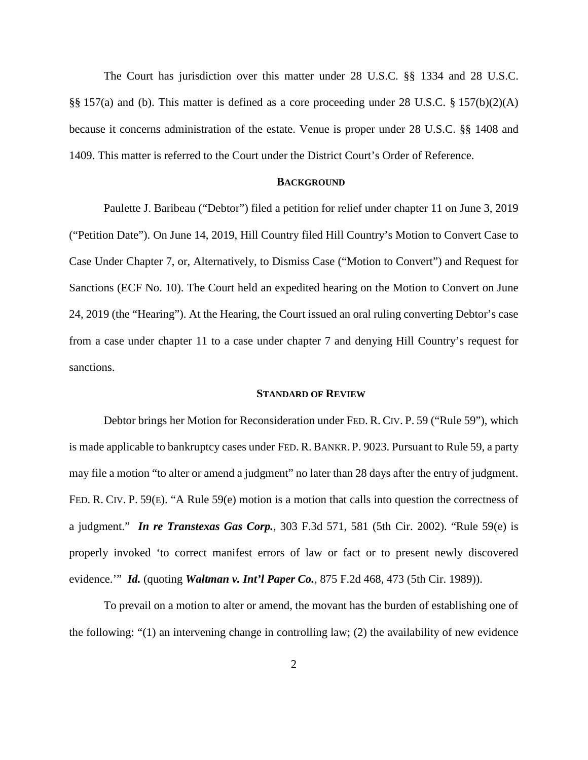The Court has jurisdiction over this matter under 28 U.S.C. §§ 1334 and 28 U.S.C. §§ 157(a) and (b). This matter is defined as a core proceeding under 28 U.S.C. § 157(b)(2)(A) because it concerns administration of the estate. Venue is proper under 28 U.S.C. §§ 1408 and 1409. This matter is referred to the Court under the District Court's Order of Reference.

## BACKGROUND

Paulette J. Baribeau ("Debtor") filed a petition for relief under chapter 11 on June 3, 2019 ("Petition Date"). On June 14, 2019, Hill Country filed Hill Country's Motion to Convert Case to Case Under Chapter 7, or, Alternatively, to Dismiss Case ("Motion to Convert") and Request for Sanctions (ECF No. 10). The Court held an expedited hearing on the Motion to Convert on June 24, 2019 (the "Hearing"). At the Hearing, the Court issued an oral ruling converting Debtor's case from a case under chapter 11 to a case under chapter 7 and denying Hill Country's request for sanctions.

## STANDARD OF REVIEW

Debtor brings her Motion for Reconsideration under FED. R. CIV. P. 59 ("Rule 59"), which is made applicable to bankruptcy cases under FED. R. BANKR. P. 9023. Pursuant to Rule 59, a party may file a motion "to alter or amend a judgment" no later than 28 days after the entry of judgment. FED. R. CIV. P. 59(E). "A Rule 59(e) motion is a motion that calls into question the correctness of a judgment." ***In re Transtexas Gas Corp.***, 303 F.3d 571, 581 (5th Cir. 2002). "Rule 59(e) is properly invoked 'to correct manifest errors of law or fact or to present newly discovered evidence.'" ***Id.*** (quoting ***Waltman v. Int'l Paper Co.***, 875 F.2d 468, 473 (5th Cir. 1989)).

To prevail on a motion to alter or amend, the movant has the burden of establishing one of the following: "(1) an intervening change in controlling law; (2) the availability of new evidence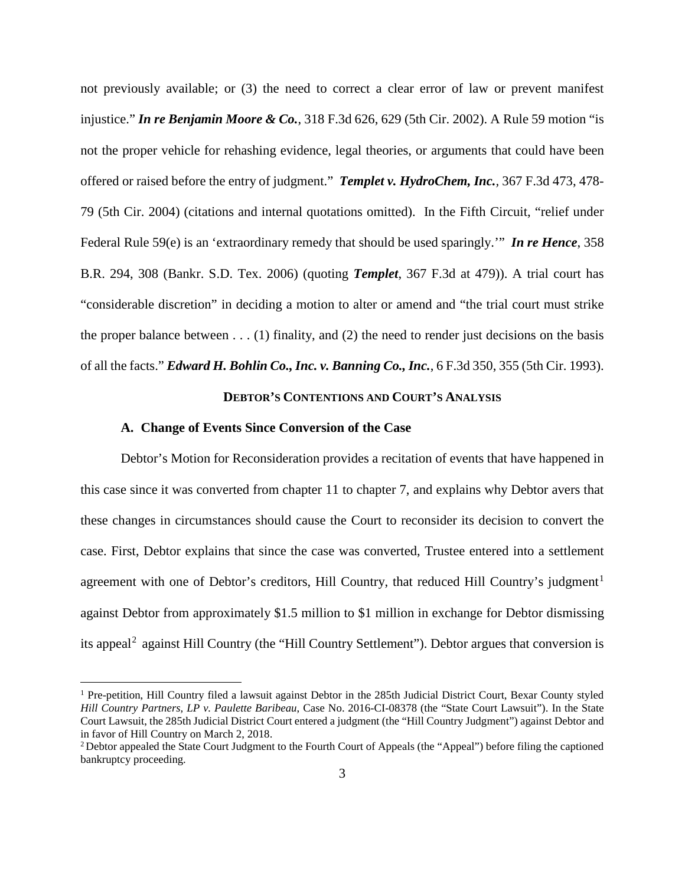not previously available; or (3) the need to correct a clear error of law or prevent manifest injustice." ***In re Benjamin Moore & Co.***, 318 F.3d 626, 629 (5th Cir. 2002). A Rule 59 motion "is not the proper vehicle for rehashing evidence, legal theories, or arguments that could have been offered or raised before the entry of judgment." ***Templet v. HydroChem, Inc.***, 367 F.3d 473, 478-79 (5th Cir. 2004) (citations and internal quotations omitted). In the Fifth Circuit, "relief under Federal Rule 59(e) is an 'extraordinary remedy that should be used sparingly.'" ***In re Hence***, 358 B.R. 294, 308 (Bankr. S.D. Tex. 2006) (quoting ***Templet***, 367 F.3d at 479)). A trial court has "considerable discretion" in deciding a motion to alter or amend and "the trial court must strike the proper balance between . . . (1) finality, and (2) the need to render just decisions on the basis of all the facts." ***Edward H. Bohlin Co., Inc. v. Banning Co., Inc.***, 6 F.3d 350, 355 (5th Cir. 1993).

## DEBTOR'S CONTENTIONS AND COURT'S ANALYSIS

### A. Change of Events Since Conversion of the Case

Debtor's Motion for Reconsideration provides a recitation of events that have happened in this case since it was converted from chapter 11 to chapter 7, and explains why Debtor avers that these changes in circumstances should cause the Court to reconsider its decision to convert the case. First, Debtor explains that since the case was converted, Trustee entered into a settlement agreement with one of Debtor's creditors, Hill Country, that reduced Hill Country's judgment[1] against Debtor from approximately \$1.5 million to \$1 million in exchange for Debtor dismissing its appeal[2] against Hill Country (the "Hill Country Settlement"). Debtor argues that conversion is

[1] Pre-petition, Hill Country filed a lawsuit against Debtor in the 285th Judicial District Court, Bexar County styled *Hill Country Partners, LP v. Paulette Baribeau*, Case No. 2016-CI-08378 (the "State Court Lawsuit"). In the State Court Lawsuit, the 285th Judicial District Court entered a judgment (the "Hill Country Judgment") against Debtor and in favor of Hill Country on March 2, 2018.

[2] Debtor appealed the State Court Judgment to the Fourth Court of Appeals (the "Appeal") before filing the captioned bankruptcy proceeding.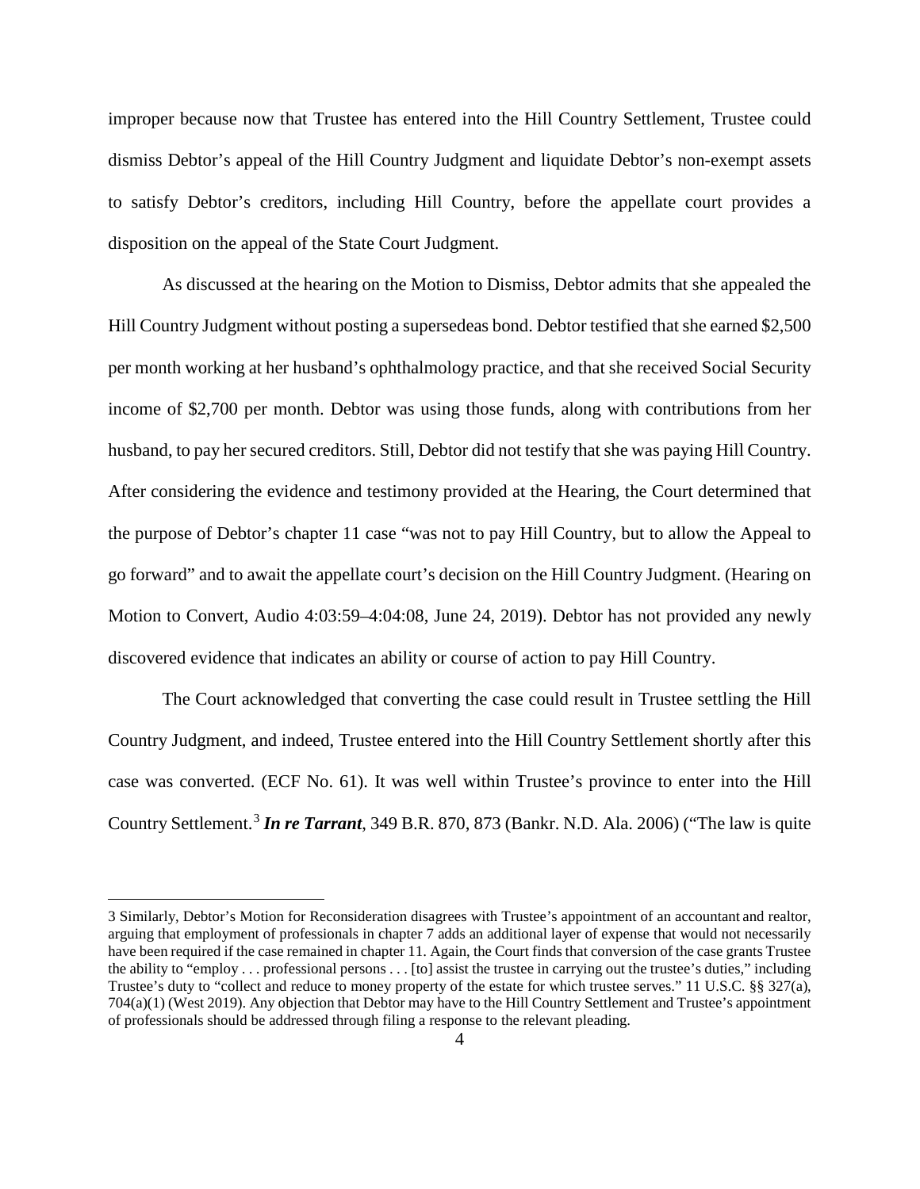improper because now that Trustee has entered into the Hill Country Settlement, Trustee could dismiss Debtor's appeal of the Hill Country Judgment and liquidate Debtor's non-exempt assets to satisfy Debtor's creditors, including Hill Country, before the appellate court provides a disposition on the appeal of the State Court Judgment.

As discussed at the hearing on the Motion to Dismiss, Debtor admits that she appealed the Hill Country Judgment without posting a supersedeas bond. Debtor testified that she earned $2,500 per month working at her husband's ophthalmology practice, and that she received Social Security income of $2,700 per month. Debtor was using those funds, along with contributions from her husband, to pay her secured creditors. Still, Debtor did not testify that she was paying Hill Country. After considering the evidence and testimony provided at the Hearing, the Court determined that the purpose of Debtor's chapter 11 case "was not to pay Hill Country, but to allow the Appeal to go forward" and to await the appellate court's decision on the Hill Country Judgment. (Hearing on Motion to Convert, Audio 4:03:59–4:04:08, June 24, 2019). Debtor has not provided any newly discovered evidence that indicates an ability or course of action to pay Hill Country.

The Court acknowledged that converting the case could result in Trustee settling the Hill Country Judgment, and indeed, Trustee entered into the Hill Country Settlement shortly after this case was converted. (ECF No. 61). It was well within Trustee's province to enter into the Hill Country Settlement.[3] ***In re Tarrant***, 349 B.R. 870, 873 (Bankr. N.D. Ala. 2006) ("The law is quite

---

3 Similarly, Debtor's Motion for Reconsideration disagrees with Trustee's appointment of an accountant and realtor, arguing that employment of professionals in chapter 7 adds an additional layer of expense that would not necessarily have been required if the case remained in chapter 11. Again, the Court finds that conversion of the case grants Trustee the ability to "employ . . . professional persons . . . [to] assist the trustee in carrying out the trustee's duties," including Trustee's duty to "collect and reduce to money property of the estate for which trustee serves." 11 U.S.C. §§ 327(a), 704(a)(1) (West 2019). Any objection that Debtor may have to the Hill Country Settlement and Trustee's appointment of professionals should be addressed through filing a response to the relevant pleading.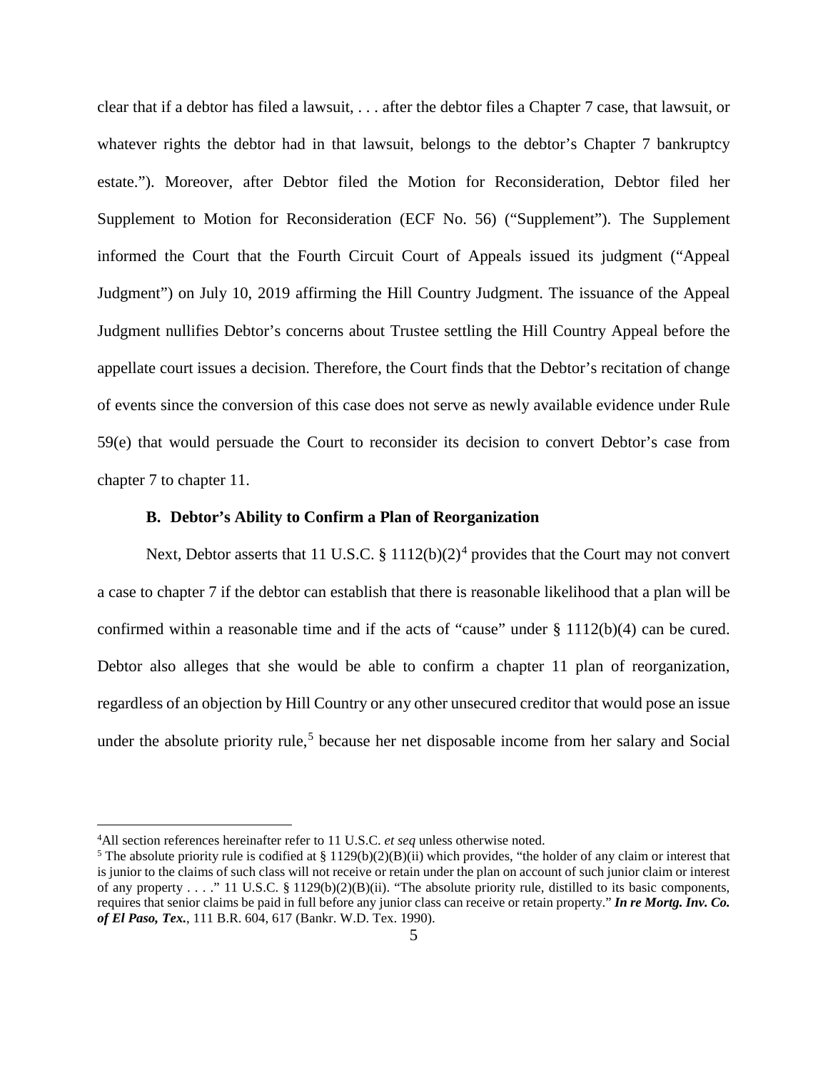clear that if a debtor has filed a lawsuit, . . . after the debtor files a Chapter 7 case, that lawsuit, or whatever rights the debtor had in that lawsuit, belongs to the debtor's Chapter 7 bankruptcy estate."). Moreover, after Debtor filed the Motion for Reconsideration, Debtor filed her Supplement to Motion for Reconsideration (ECF No. 56) ("Supplement"). The Supplement informed the Court that the Fourth Circuit Court of Appeals issued its judgment ("Appeal Judgment") on July 10, 2019 affirming the Hill Country Judgment. The issuance of the Appeal Judgment nullifies Debtor's concerns about Trustee settling the Hill Country Appeal before the appellate court issues a decision. Therefore, the Court finds that the Debtor's recitation of change of events since the conversion of this case does not serve as newly available evidence under Rule 59(e) that would persuade the Court to reconsider its decision to convert Debtor's case from chapter 7 to chapter 11.

### B. Debtor's Ability to Confirm a Plan of Reorganization

Next, Debtor asserts that 11 U.S.C. § 1112(b)(2)[4] provides that the Court may not convert a case to chapter 7 if the debtor can establish that there is reasonable likelihood that a plan will be confirmed within a reasonable time and if the acts of "cause" under § 1112(b)(4) can be cured. Debtor also alleges that she would be able to confirm a chapter 11 plan of reorganization, regardless of an objection by Hill Country or any other unsecured creditor that would pose an issue under the absolute priority rule,[5] because her net disposable income from her salary and Social

---

[4]All section references hereinafter refer to 11 U.S.C. *et seq* unless otherwise noted.

[5] The absolute priority rule is codified at § 1129(b)(2)(B)(ii) which provides, "the holder of any claim or interest that is junior to the claims of such class will not receive or retain under the plan on account of such junior claim or interest of any property . . . ." 11 U.S.C. § 1129(b)(2)(B)(ii). "The absolute priority rule, distilled to its basic components, requires that senior claims be paid in full before any junior class can receive or retain property." ***In re Mortg. Inv. Co. of El Paso, Tex.***, 111 B.R. 604, 617 (Bankr. W.D. Tex. 1990).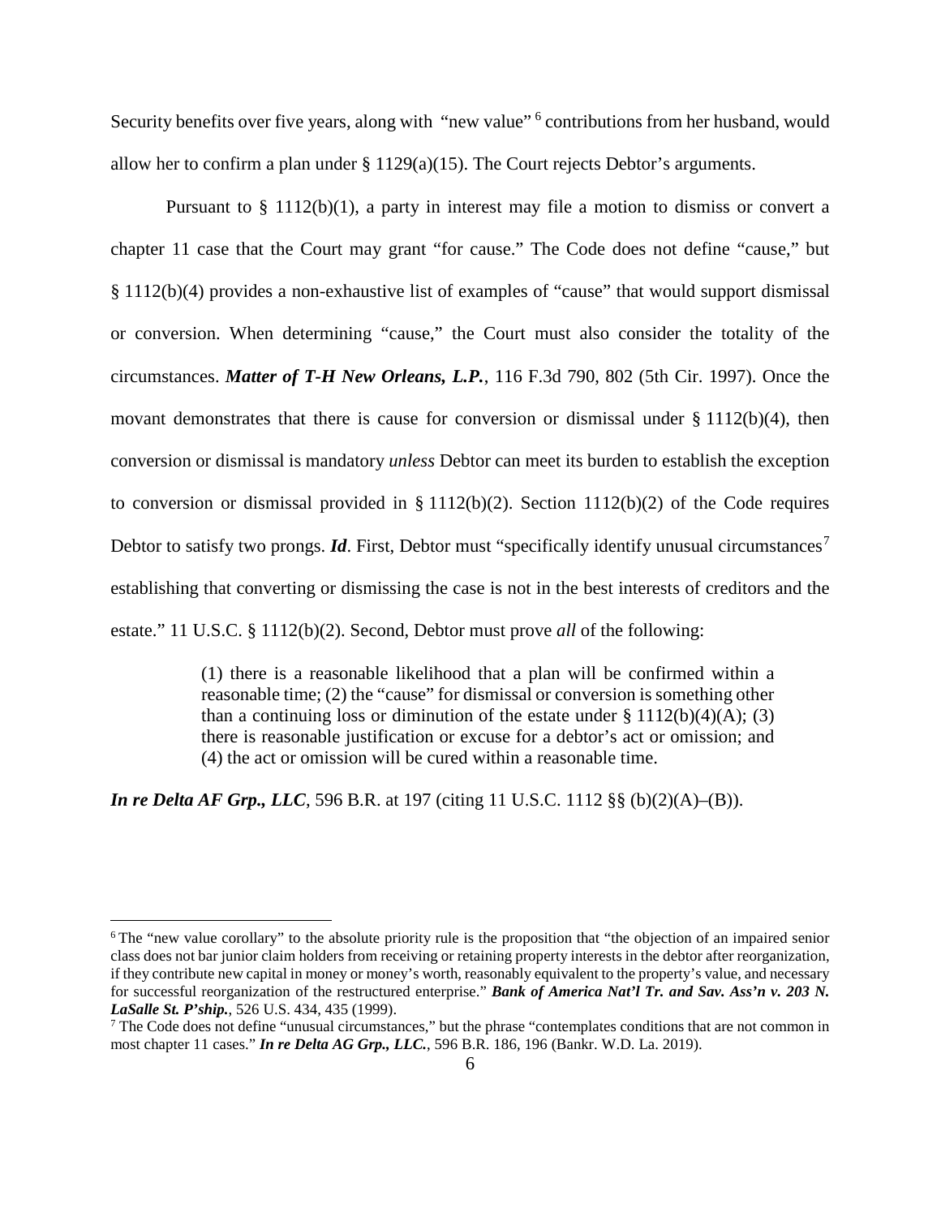Security benefits over five years, along with "new value" [6] contributions from her husband, would allow her to confirm a plan under § 1129(a)(15). The Court rejects Debtor's arguments.

Pursuant to § 1112(b)(1), a party in interest may file a motion to dismiss or convert a chapter 11 case that the Court may grant "for cause." The Code does not define "cause," but § 1112(b)(4) provides a non-exhaustive list of examples of "cause" that would support dismissal or conversion. When determining "cause," the Court must also consider the totality of the circumstances. ***Matter of T-H New Orleans, L.P.***, 116 F.3d 790, 802 (5th Cir. 1997). Once the movant demonstrates that there is cause for conversion or dismissal under § 1112(b)(4), then conversion or dismissal is mandatory *unless* Debtor can meet its burden to establish the exception to conversion or dismissal provided in § 1112(b)(2). Section 1112(b)(2) of the Code requires Debtor to satisfy two prongs. ***Id***. First, Debtor must "specifically identify unusual circumstances[7] establishing that converting or dismissing the case is not in the best interests of creditors and the estate." 11 U.S.C. § 1112(b)(2). Second, Debtor must prove *all* of the following:

> (1) there is a reasonable likelihood that a plan will be confirmed within a reasonable time; (2) the "cause" for dismissal or conversion is something other than a continuing loss or diminution of the estate under § 1112(b)(4)(A); (3) there is reasonable justification or excuse for a debtor's act or omission; and (4) the act or omission will be cured within a reasonable time.

***In re Delta AF Grp., LLC***, 596 B.R. at 197 (citing 11 U.S.C. 1112 §§ (b)(2)(A)–(B)).

---

[6] The "new value corollary" to the absolute priority rule is the proposition that "the objection of an impaired senior class does not bar junior claim holders from receiving or retaining property interests in the debtor after reorganization, if they contribute new capital in money or money's worth, reasonably equivalent to the property's value, and necessary for successful reorganization of the restructured enterprise." ***Bank of America Nat'l Tr. and Sav. Ass'n v. 203 N. LaSalle St. P'ship.***, 526 U.S. 434, 435 (1999).

[7] The Code does not define "unusual circumstances," but the phrase "contemplates conditions that are not common in most chapter 11 cases." ***In re Delta AG Grp., LLC.***, 596 B.R. 186, 196 (Bankr. W.D. La. 2019).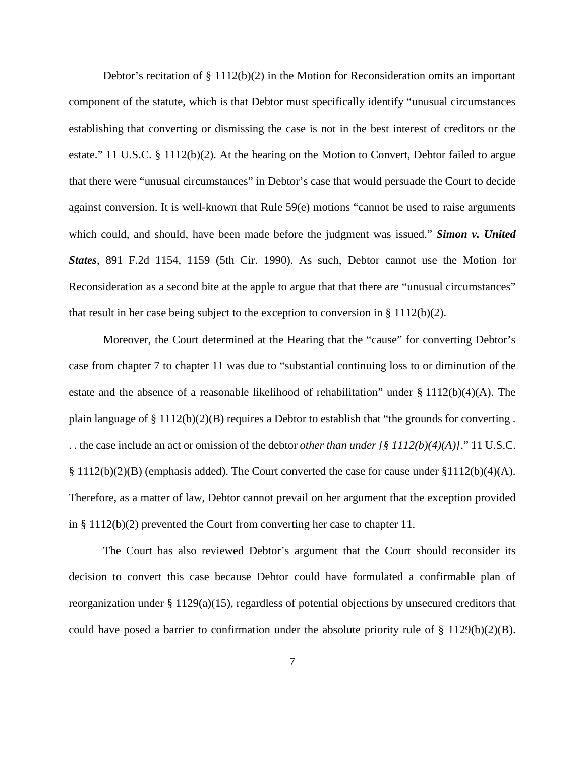Debtor's recitation of § 1112(b)(2) in the Motion for Reconsideration omits an important component of the statute, which is that Debtor must specifically identify "unusual circumstances establishing that converting or dismissing the case is not in the best interest of creditors or the estate." 11 U.S.C. § 1112(b)(2). At the hearing on the Motion to Convert, Debtor failed to argue that there were "unusual circumstances" in Debtor's case that would persuade the Court to decide against conversion. It is well-known that Rule 59(e) motions "cannot be used to raise arguments which could, and should, have been made before the judgment was issued." ***Simon v. United States***, 891 F.2d 1154, 1159 (5th Cir. 1990). As such, Debtor cannot use the Motion for Reconsideration as a second bite at the apple to argue that that there are "unusual circumstances" that result in her case being subject to the exception to conversion in § 1112(b)(2).

Moreover, the Court determined at the Hearing that the "cause" for converting Debtor's case from chapter 7 to chapter 11 was due to "substantial continuing loss to or diminution of the estate and the absence of a reasonable likelihood of rehabilitation" under § 1112(b)(4)(A). The plain language of § 1112(b)(2)(B) requires a Debtor to establish that "the grounds for converting . . . the case include an act or omission of the debtor *other than under [§ 1112(b)(4)(A)]*." 11 U.S.C. § 1112(b)(2)(B) (emphasis added). The Court converted the case for cause under §1112(b)(4)(A). Therefore, as a matter of law, Debtor cannot prevail on her argument that the exception provided in § 1112(b)(2) prevented the Court from converting her case to chapter 11.

The Court has also reviewed Debtor's argument that the Court should reconsider its decision to convert this case because Debtor could have formulated a confirmable plan of reorganization under § 1129(a)(15), regardless of potential objections by unsecured creditors that could have posed a barrier to confirmation under the absolute priority rule of § 1129(b)(2)(B).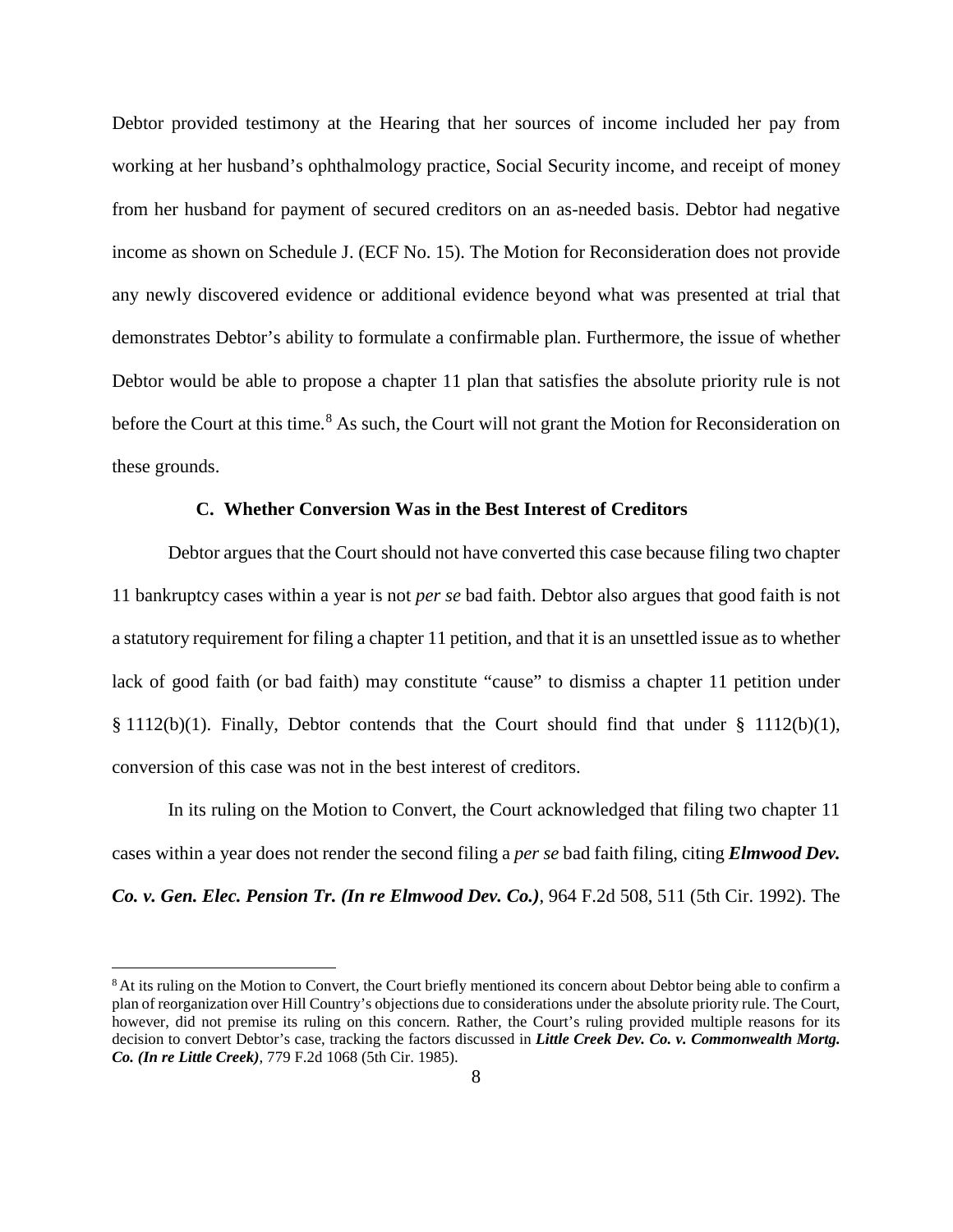Debtor provided testimony at the Hearing that her sources of income included her pay from working at her husband's ophthalmology practice, Social Security income, and receipt of money from her husband for payment of secured creditors on an as-needed basis. Debtor had negative income as shown on Schedule J. (ECF No. 15). The Motion for Reconsideration does not provide any newly discovered evidence or additional evidence beyond what was presented at trial that demonstrates Debtor's ability to formulate a confirmable plan. Furthermore, the issue of whether Debtor would be able to propose a chapter 11 plan that satisfies the absolute priority rule is not before the Court at this time.[8] As such, the Court will not grant the Motion for Reconsideration on these grounds.

### C. Whether Conversion Was in the Best Interest of Creditors

Debtor argues that the Court should not have converted this case because filing two chapter 11 bankruptcy cases within a year is not *per se* bad faith. Debtor also argues that good faith is not a statutory requirement for filing a chapter 11 petition, and that it is an unsettled issue as to whether lack of good faith (or bad faith) may constitute "cause" to dismiss a chapter 11 petition under § 1112(b)(1). Finally, Debtor contends that the Court should find that under § 1112(b)(1), conversion of this case was not in the best interest of creditors.

In its ruling on the Motion to Convert, the Court acknowledged that filing two chapter 11 cases within a year does not render the second filing a *per se* bad faith filing, citing ***Elmwood Dev. Co. v. Gen. Elec. Pension Tr. (In re Elmwood Dev. Co.)***, 964 F.2d 508, 511 (5th Cir. 1992). The

[8] At its ruling on the Motion to Convert, the Court briefly mentioned its concern about Debtor being able to confirm a plan of reorganization over Hill Country's objections due to considerations under the absolute priority rule. The Court, however, did not premise its ruling on this concern. Rather, the Court's ruling provided multiple reasons for its decision to convert Debtor's case, tracking the factors discussed in ***Little Creek Dev. Co. v. Commonwealth Mortg. Co. (In re Little Creek)***, 779 F.2d 1068 (5th Cir. 1985).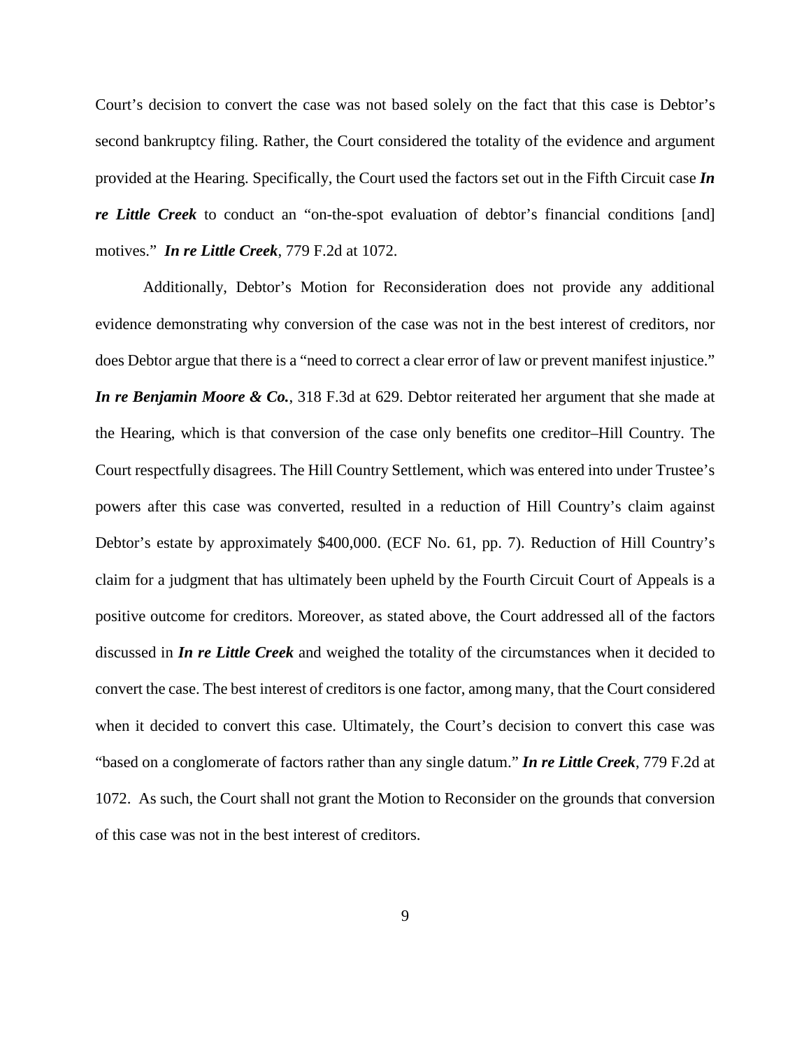Court's decision to convert the case was not based solely on the fact that this case is Debtor's second bankruptcy filing. Rather, the Court considered the totality of the evidence and argument provided at the Hearing. Specifically, the Court used the factors set out in the Fifth Circuit case ***In re Little Creek*** to conduct an "on-the-spot evaluation of debtor's financial conditions [and] motives." ***In re Little Creek***, 779 F.2d at 1072.

Additionally, Debtor's Motion for Reconsideration does not provide any additional evidence demonstrating why conversion of the case was not in the best interest of creditors, nor does Debtor argue that there is a "need to correct a clear error of law or prevent manifest injustice." ***In re Benjamin Moore & Co.***, 318 F.3d at 629. Debtor reiterated her argument that she made at the Hearing, which is that conversion of the case only benefits one creditor–Hill Country. The Court respectfully disagrees. The Hill Country Settlement, which was entered into under Trustee's powers after this case was converted, resulted in a reduction of Hill Country's claim against Debtor's estate by approximately $400,000. (ECF No. 61, pp. 7). Reduction of Hill Country's claim for a judgment that has ultimately been upheld by the Fourth Circuit Court of Appeals is a positive outcome for creditors. Moreover, as stated above, the Court addressed all of the factors discussed in ***In re Little Creek*** and weighed the totality of the circumstances when it decided to convert the case. The best interest of creditors is one factor, among many, that the Court considered when it decided to convert this case. Ultimately, the Court's decision to convert this case was "based on a conglomerate of factors rather than any single datum." ***In re Little Creek***, 779 F.2d at 1072. As such, the Court shall not grant the Motion to Reconsider on the grounds that conversion of this case was not in the best interest of creditors.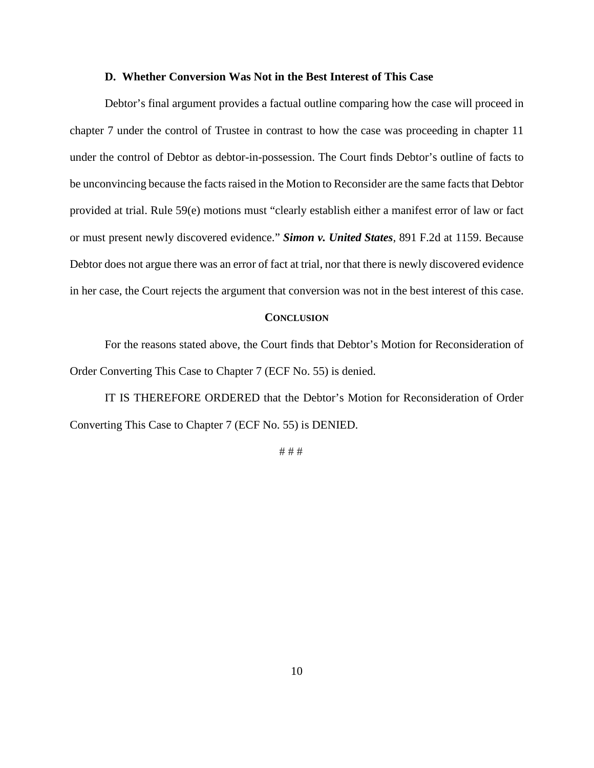### D. Whether Conversion Was Not in the Best Interest of This Case

Debtor's final argument provides a factual outline comparing how the case will proceed in chapter 7 under the control of Trustee in contrast to how the case was proceeding in chapter 11 under the control of Debtor as debtor-in-possession. The Court finds Debtor's outline of facts to be unconvincing because the facts raised in the Motion to Reconsider are the same facts that Debtor provided at trial. Rule 59(e) motions must "clearly establish either a manifest error of law or fact or must present newly discovered evidence." ***Simon v. United States***, 891 F.2d at 1159. Because Debtor does not argue there was an error of fact at trial, nor that there is newly discovered evidence in her case, the Court rejects the argument that conversion was not in the best interest of this case.

## CONCLUSION

For the reasons stated above, the Court finds that Debtor's Motion for Reconsideration of Order Converting This Case to Chapter 7 (ECF No. 55) is denied.

IT IS THEREFORE ORDERED that the Debtor's Motion for Reconsideration of Order Converting This Case to Chapter 7 (ECF No. 55) is DENIED.

# # #